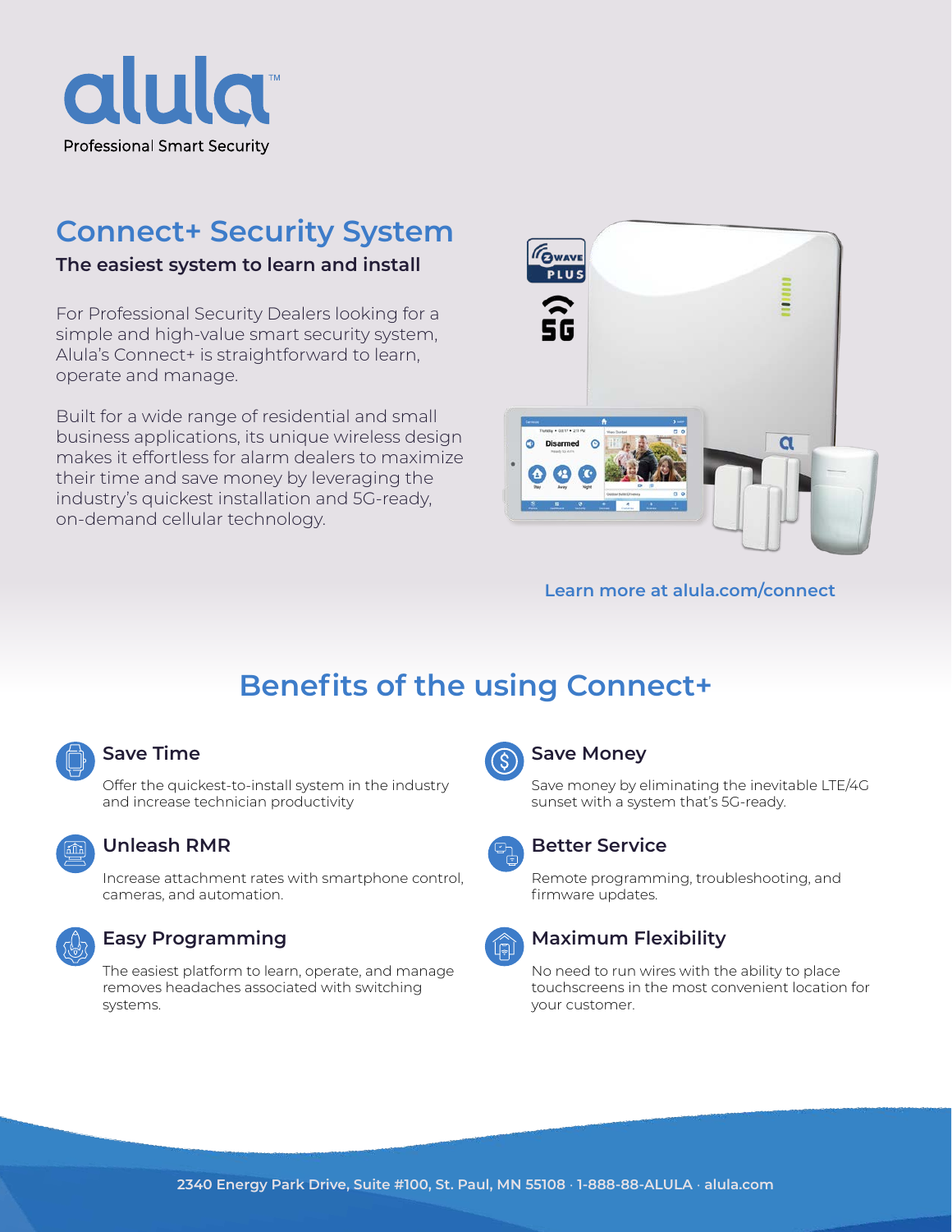alula™

Professional Smart Security

# Connect+ Security System

**The easiest system to learn and install**

For Professional Security Dealers looking for a simple and high-value smart security system, Alula's Connect+ is straightforward to learn, operate and manage.

Built for a wide range of residential and small business applications, its unique wireless design makes it effortless for alarm dealers to maximize their time and save money by leveraging the industry's quickest installation and 5G-ready, on-demand cellular technology.

Learn more at alula.com/connect

## Benefits of the using Connect+

### Save Time

Offer the quickest-to-install system in the industry and increase technician productivity

### Unleash RMR

Increase attachment rates with smartphone control, cameras, and automation.

### Easy Programming

The easiest platform to learn, operate, and manage removes headaches associated with switching systems.

### Save Money

Save money by eliminating the inevitable LTE/4G sunset with a system that's 5G-ready.

### Better Service

Remote programming, troubleshooting, and firmware updates.

### Maximum Flexibility

No need to run wires with the ability to place touchscreens in the most convenient location for your customer.

2340 Energy Park Drive, Suite #100, St. Paul, MN 55108 · 1-888-88-ALULA · alula.com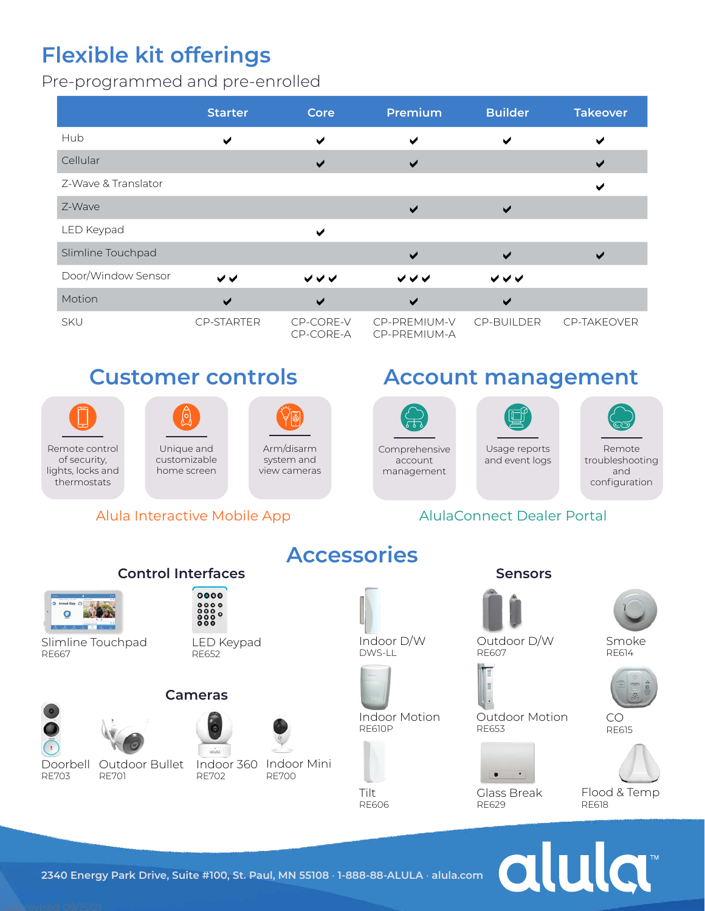# Flexible kit offerings

Pre-programmed and pre-enrolled

| | Starter | Core | Premium | Builder | Takeover |
|---|---|---|---|---|---|
| Hub | ✔ | ✔ | ✔ | ✔ | ✔ |
| Cellular | | ✔ | ✔ | | ✔ |
| Z-Wave & Translator | | | | | ✔ |
| Z-Wave | | | ✔ | ✔ | |
| LED Keypad | | ✔ | | | |
| Slimline Touchpad | | | ✔ | ✔ | ✔ |
| Door/Window Sensor | ✔✔ | ✔✔✔ | ✔✔✔ | ✔✔✔ | |
| Motion | ✔ | ✔ | ✔ | ✔ | |
| SKU | CP-STARTER | CP-CORE-V<br>CP-CORE-A | CP-PREMIUM-V<br>CP-PREMIUM-A | CP-BUILDER | CP-TAKEOVER |

## Customer controls

- Remote control of security, lights, locks and thermostats
- Unique and customizable home screen
- Arm/disarm system and view cameras

Alula Interactive Mobile App

## Account management

- Comprehensive account management
- Usage reports and event logs
- Remote troubleshooting and configuration

AlulaConnect Dealer Portal

## Accessories

### Control Interfaces

Slimline Touchpad
RE667

LED Keypad
RE652

### Cameras

Doorbell
RE703

Outdoor Bullet
RE701

Indoor 360
RE702

Indoor Mini
RE700

### Sensors

Indoor D/W
DWS-LL

Outdoor D/W
RE607

Smoke
RE614

Indoor Motion
RE610P

Outdoor Motion
RE653

CO
RE615

Tilt
RE606

Glass Break
RE629

Flood & Temp
RE618

2340 Energy Park Drive, Suite #100, St. Paul, MN 55108 · 1-888-88-ALULA · alula.com

alula™